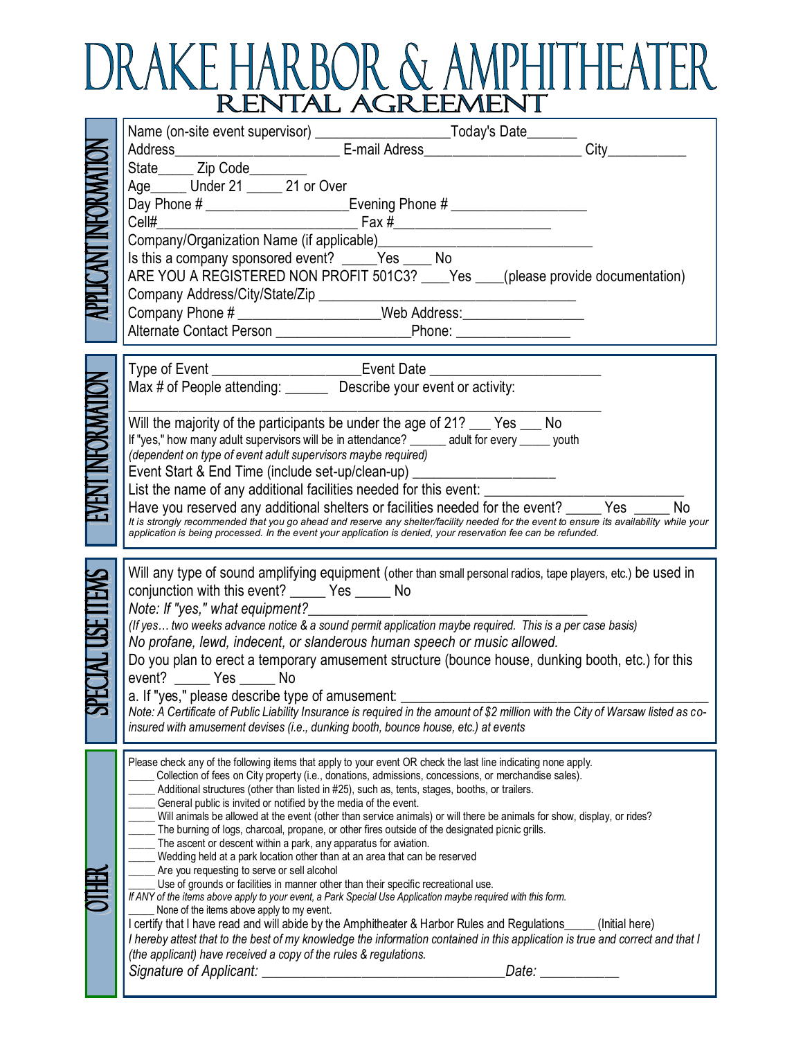# DRAKE HARBOR & AMPHITHEATER

## RENTAL AGREEMENT

### APPLICANT INFORMATION

Name (on-site event supervisor) __________________Today's Date______

Address______________________ E-mail Adress_____________________ City__________

State_____ Zip Code________

Age_____ Under 21 _____ 21 or Over

Day Phone # ___________________Evening Phone # __________________

Cell#___________________________ Fax #_____________________

Company/Organization Name (if applicable)____________________________

Is this a company sponsored event? _____Yes ____ No

ARE YOU A REGISTERED NON PROFIT 501C3? ____Yes ____(please provide documentation)

Company Address/City/State/Zip ___________________________________

Company Phone # ___________________Web Address:________________

Alternate Contact Person __________________Phone: _______________

### EVENT INFORMATION

Type of Event ____________________Event Date _______________________

Max # of People attending: ______ Describe your event or activity:

______________________________________________________________

Will the majority of the participants be under the age of 21? ___ Yes ___ No

If "yes," how many adult supervisors will be in attendance? ______ adult for every _____ youth

*(dependent on type of event adult supervisors maybe required)*

Event Start & End Time (include set-up/clean-up) ___________________

List the name of any additional facilities needed for this event: ___________________________

Have you reserved any additional shelters or facilities needed for the event? _____ Yes _____ No

*It is strongly recommended that you go ahead and reserve any shelter/facility needed for the event to ensure its availability while your application is being processed. In the event your application is denied, your reservation fee can be refunded.*

### SPECIAL USE ITEMS

Will any type of sound amplifying equipment (other than small personal radios, tape players, etc.) be used in conjunction with this event? _____ Yes _____ No

*Note: If "yes," what equipment?*_______________________________________

*(If yes… two weeks advance notice & a sound permit application maybe required. This is a per case basis)*

*No profane, lewd, indecent, or slanderous human speech or music allowed.*

Do you plan to erect a temporary amusement structure (bounce house, dunking booth, etc.) for this event? _____ Yes _____ No

a. If "yes," please describe type of amusement: ___________________________________________

*Note: A Certificate of Public Liability Insurance is required in the amount of $2 million with the City of Warsaw listed as co-insured with amusement devises (i.e., dunking booth, bounce house, etc.) at events*

### OTHER

Please check any of the following items that apply to your event OR check the last line indicating none apply.

_____ Collection of fees on City property (i.e., donations, admissions, concessions, or merchandise sales).
_____ Additional structures (other than listed in #25), such as, tents, stages, booths, or trailers.
_____ General public is invited or notified by the media of the event.
_____ Will animals be allowed at the event (other than service animals) or will there be animals for show, display, or rides?
_____ The burning of logs, charcoal, propane, or other fires outside of the designated picnic grills.
_____ The ascent or descent within a park, any apparatus for aviation.
_____ Wedding held at a park location other than at an area that can be reserved
_____ Are you requesting to serve or sell alcohol
_____ Use of grounds or facilities in manner other than their specific recreational use.

*If ANY of the items above apply to your event, a Park Special Use Application maybe required with this form.*

_____ None of the items above apply to my event.

I certify that I have read and will abide by the Amphitheater & Harbor Rules and Regulations_____ (Initial here)

*I hereby attest that to the best of my knowledge the information contained in this application is true and correct and that I (the applicant) have received a copy of the rules & regulations.*

*Signature of Applicant:* ___________________________________*Date:* ___________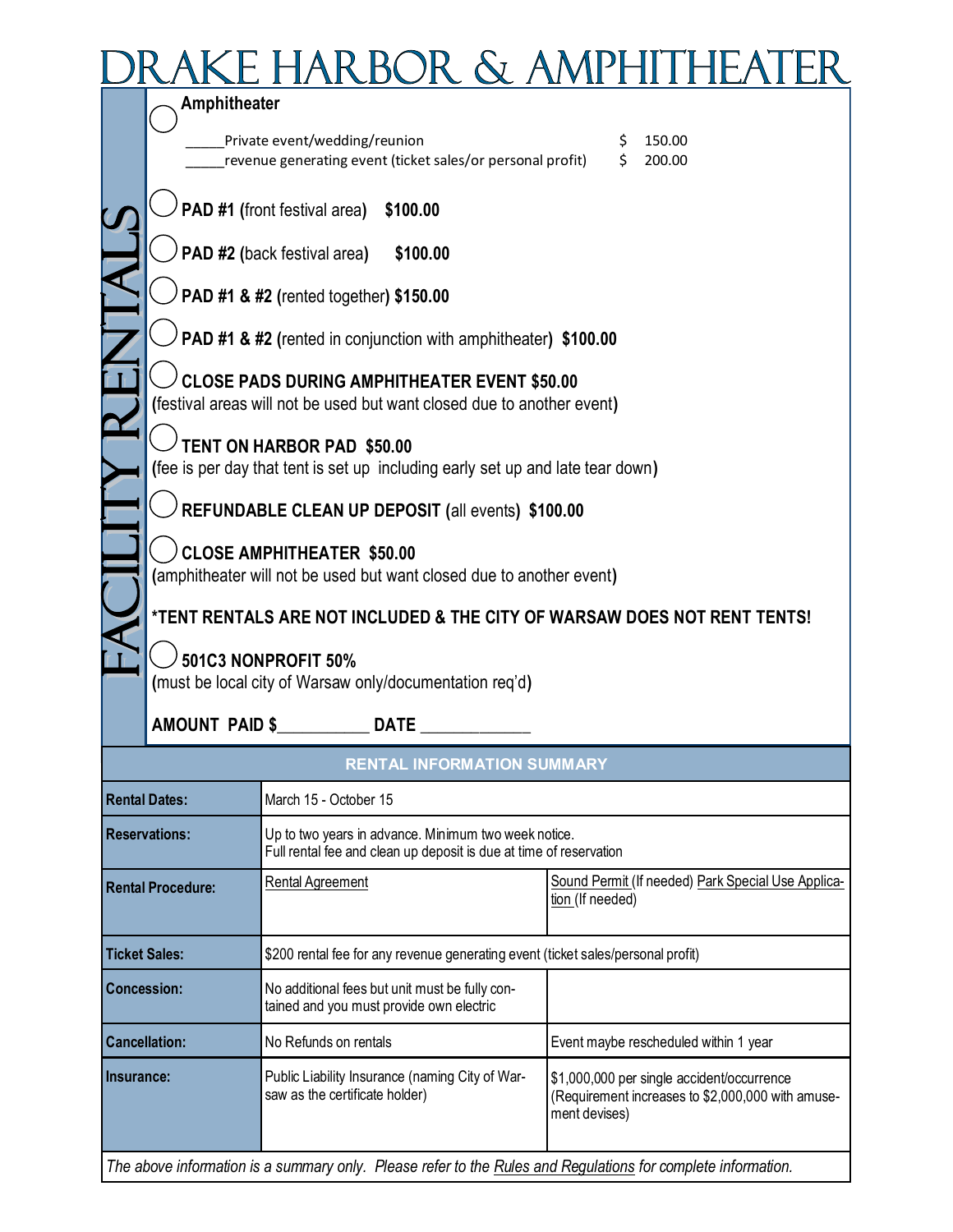# DRAKE HARBOR & AMPHITHEATER

## FACILITY RENTALS

○ **Amphitheater**

_____Private event/wedding/reunion $ 150.00

_____revenue generating event (ticket sales/or personal profit) $ 200.00

○ **PAD #1 (**front festival area**) $100.00**

○ **PAD #2 (**back festival area**) $100.00**

○ **PAD #1 & #2 (**rented together**) $150.00**

○ **PAD #1 & #2 (**rented in conjunction with amphitheater**) $100.00**

○ **CLOSE PADS DURING AMPHITHEATER EVENT $50.00**
**(**festival areas will not be used but want closed due to another event**)**

○ **TENT ON HARBOR PAD $50.00**
**(**fee is per day that tent is set up including early set up and late tear down**)**

○ **REFUNDABLE CLEAN UP DEPOSIT (**all events**) $100.00**

○ **CLOSE AMPHITHEATER $50.00**
**(**amphitheater will not be used but want closed due to another event**)**

**\*TENT RENTALS ARE NOT INCLUDED & THE CITY OF WARSAW DOES NOT RENT TENTS!**

○ **501C3 NONPROFIT 50%**
**(**must be local city of Warsaw only/documentation req'd**)**

**AMOUNT PAID $__________ DATE ____________**

| RENTAL INFORMATION SUMMARY | | |
|---|---|---|
| **Rental Dates:** | March 15 - October 15 | |
| **Reservations:** | Up to two years in advance. Minimum two week notice.<br>Full rental fee and clean up deposit is due at time of reservation | |
| **Rental Procedure:** | Rental Agreement | Sound Permit (If needed) Park Special Use Application (If needed) |
| **Ticket Sales:** | $200 rental fee for any revenue generating event (ticket sales/personal profit) | |
| **Concession:** | No additional fees but unit must be fully contained and you must provide own electric | |
| **Cancellation:** | No Refunds on rentals | Event maybe rescheduled within 1 year |
| **Insurance:** | Public Liability Insurance (naming City of Warsaw as the certificate holder) | $1,000,000 per single accident/occurrence (Requirement increases to $2,000,000 with amusement devises) |

*The above information is a summary only. Please refer to the Rules and Regulations for complete information.*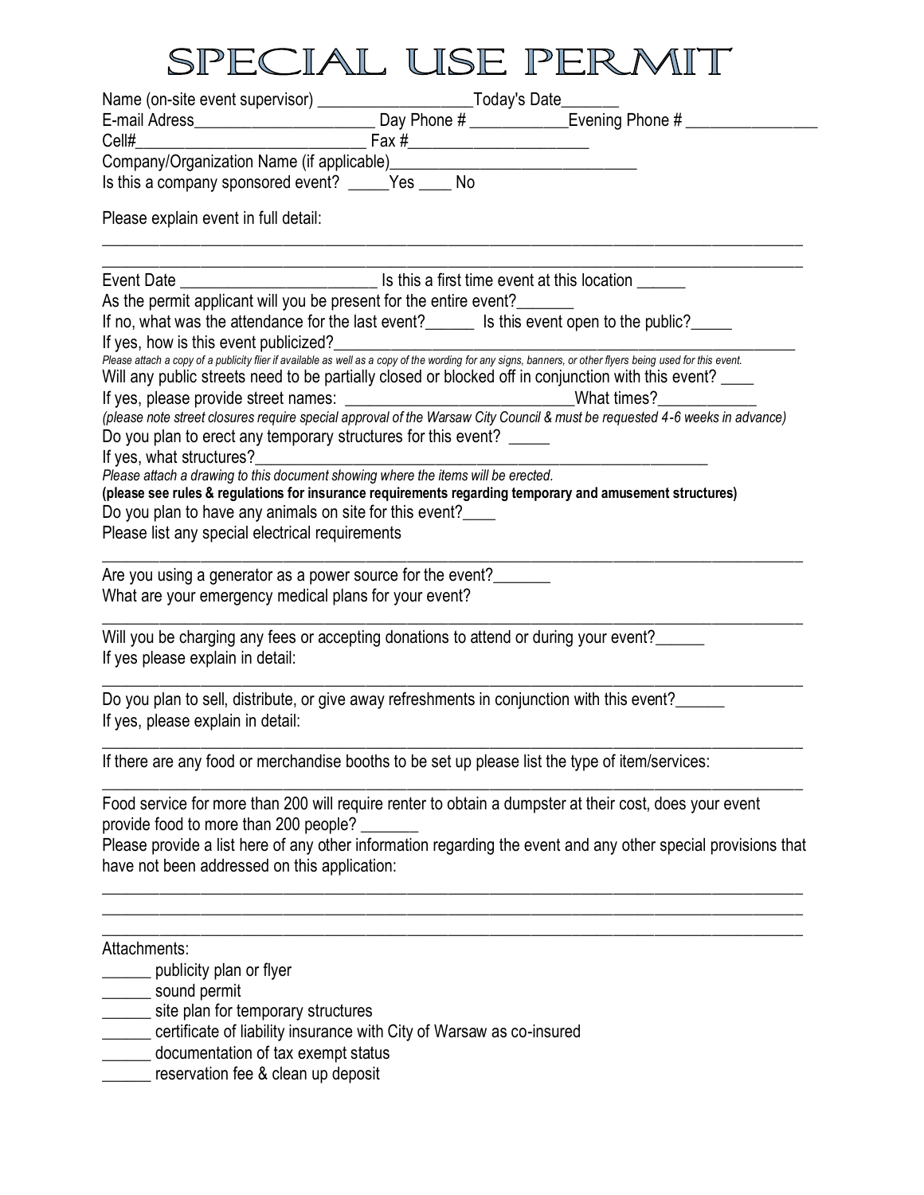# SPECIAL USE PERMIT

Name (on-site event supervisor) ___________________Today's Date_______

E-mail Adress______________________ Day Phone # ____________Evening Phone # ________________

Cell#____________________________ Fax #______________________

Company/Organization Name (if applicable)______________________________

Is this a company sponsored event? _____Yes ____ No

Please explain event in full detail:

________________________________________________________________________________________

________________________________________________________________________________________

Event Date ________________________ Is this a first time event at this location ______

As the permit applicant will you be present for the entire event?_______

If no, what was the attendance for the last event?______ Is this event open to the public?_____

If yes, how is this event publicized?___________________________________________________________

*Please attach a copy of a publicity flier if available as well as a copy of the wording for any signs, banners, or other flyers being used for this event.*

Will any public streets need to be partially closed or blocked off in conjunction with this event? ____

If yes, please provide street names: ____________________________What times?____________

*(please note street closures require special approval of the Warsaw City Council & must be requested 4-6 weeks in advance)*

Do you plan to erect any temporary structures for this event? _____

If yes, what structures?___________________________________________________________

*Please attach a drawing to this document showing where the items will be erected.*

**(please see rules & regulations for insurance requirements regarding temporary and amusement structures)**

Do you plan to have any animals on site for this event?____

Please list any special electrical requirements

________________________________________________________________________________________

Are you using a generator as a power source for the event?_______

What are your emergency medical plans for your event?

________________________________________________________________________________________

Will you be charging any fees or accepting donations to attend or during your event?______

If yes please explain in detail:

________________________________________________________________________________________

Do you plan to sell, distribute, or give away refreshments in conjunction with this event?______

If yes, please explain in detail:

________________________________________________________________________________________

If there are any food or merchandise booths to be set up please list the type of item/services:

________________________________________________________________________________________

Food service for more than 200 will require renter to obtain a dumpster at their cost, does your event provide food to more than 200 people? _______

Please provide a list here of any other information regarding the event and any other special provisions that have not been addressed on this application:

________________________________________________________________________________________

________________________________________________________________________________________

________________________________________________________________________________________

Attachments:

______ publicity plan or flyer

______ sound permit

______ site plan for temporary structures

______ certificate of liability insurance with City of Warsaw as co-insured

______ documentation of tax exempt status

______ reservation fee & clean up deposit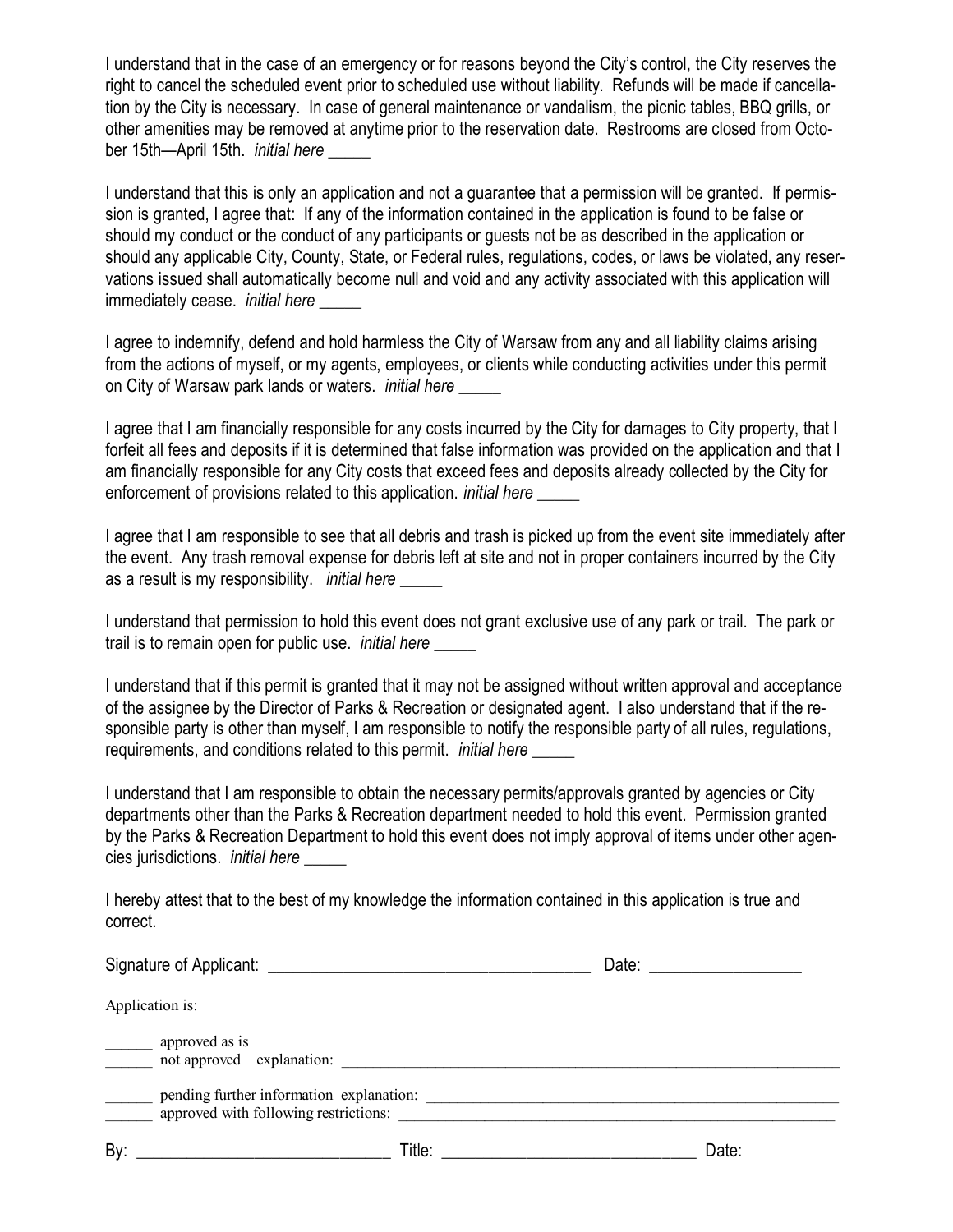I understand that in the case of an emergency or for reasons beyond the City's control, the City reserves the right to cancel the scheduled event prior to scheduled use without liability. Refunds will be made if cancellation by the City is necessary. In case of general maintenance or vandalism, the picnic tables, BBQ grills, or other amenities may be removed at anytime prior to the reservation date. Restrooms are closed from October 15th—April 15th. *initial here* _____

I understand that this is only an application and not a guarantee that a permission will be granted. If permission is granted, I agree that: If any of the information contained in the application is found to be false or should my conduct or the conduct of any participants or guests not be as described in the application or should any applicable City, County, State, or Federal rules, regulations, codes, or laws be violated, any reservations issued shall automatically become null and void and any activity associated with this application will immediately cease. *initial here* _____

I agree to indemnify, defend and hold harmless the City of Warsaw from any and all liability claims arising from the actions of myself, or my agents, employees, or clients while conducting activities under this permit on City of Warsaw park lands or waters. *initial here* _____

I agree that I am financially responsible for any costs incurred by the City for damages to City property, that I forfeit all fees and deposits if it is determined that false information was provided on the application and that I am financially responsible for any City costs that exceed fees and deposits already collected by the City for enforcement of provisions related to this application. *initial here* _____

I agree that I am responsible to see that all debris and trash is picked up from the event site immediately after the event. Any trash removal expense for debris left at site and not in proper containers incurred by the City as a result is my responsibility. *initial here* _____

I understand that permission to hold this event does not grant exclusive use of any park or trail. The park or trail is to remain open for public use. *initial here* _____

I understand that if this permit is granted that it may not be assigned without written approval and acceptance of the assignee by the Director of Parks & Recreation or designated agent. I also understand that if the responsible party is other than myself, I am responsible to notify the responsible party of all rules, regulations, requirements, and conditions related to this permit. *initial here* _____

I understand that I am responsible to obtain the necessary permits/approvals granted by agencies or City departments other than the Parks & Recreation department needed to hold this event. Permission granted by the Parks & Recreation Department to hold this event does not imply approval of items under other agencies jurisdictions. *initial here* _____

I hereby attest that to the best of my knowledge the information contained in this application is true and correct.

Signature of Applicant: ______________________________________ Date: _________________

Application is:

______ approved as is
______ not approved explanation: _______________________________________________________________

______ pending further information explanation: ____________________________________________________
______ approved with following restrictions: ______________________________________________________

By: _____________________________ Title: _____________________________ Date: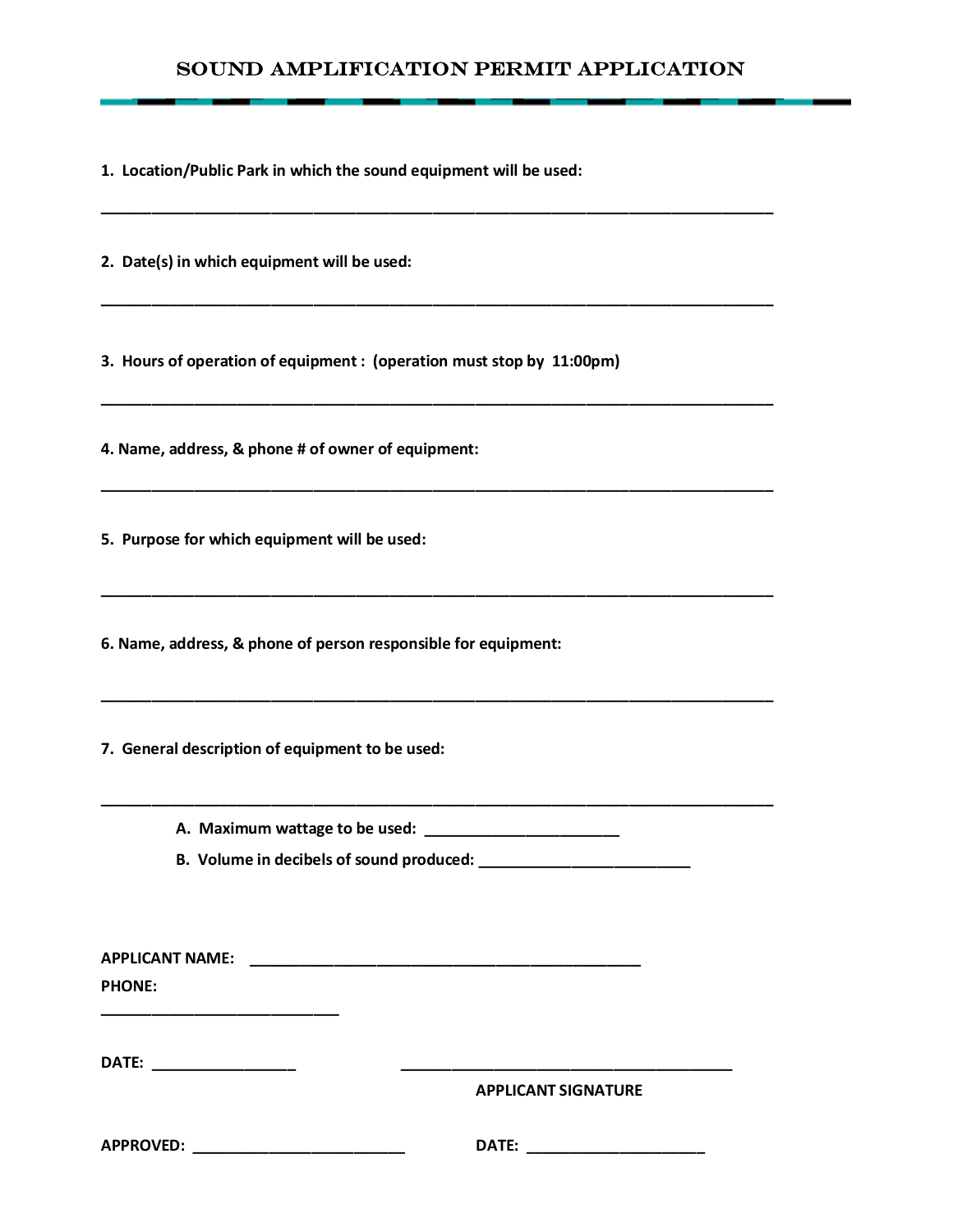# SOUND AMPLIFICATION PERMIT APPLICATION

1. **Location/Public Park in which the sound equipment will be used:**

_______________________________________________________________________________

2. **Date(s) in which equipment will be used:**

_______________________________________________________________________________

3. **Hours of operation of equipment : (operation must stop by 11:00pm)**

_______________________________________________________________________________

4. **Name, address, & phone # of owner of equipment:**

_______________________________________________________________________________

5. **Purpose for which equipment will be used:**

_______________________________________________________________________________

6. **Name, address, & phone of person responsible for equipment:**

_______________________________________________________________________________

7. **General description of equipment to be used:**

_______________________________________________________________________________

   **A. Maximum wattage to be used:** _______________________

   **B. Volume in decibels of sound produced:** __________________________

**APPLICANT NAME:** _______________________________________________

**PHONE:**

____________________________

**DATE:** _________________ ________________________________________

**APPLICANT SIGNATURE**

**APPROVED:** __________________________ **DATE:** ______________________